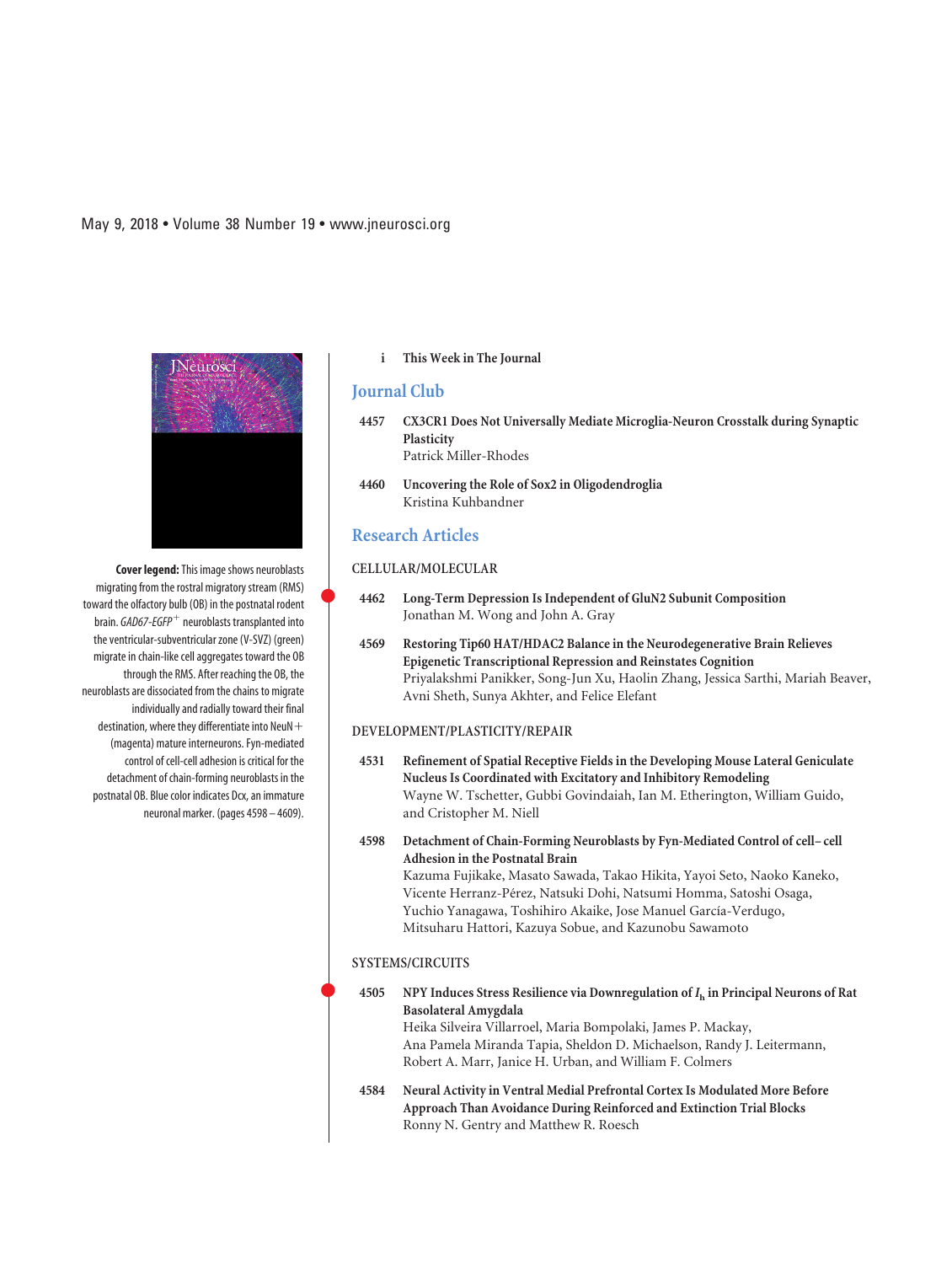May 9, 2018 • Volume 38 Number 19 • www.jneurosci.org

**Cover legend:** This image shows neuroblasts migrating from the rostral migratory stream (RMS) toward the olfactory bulb (OB) in the postnatal rodent brain. *GAD67-EGFP*$^{+}$ neuroblasts transplanted into the ventricular-subventricular zone (V-SVZ) (green) migrate in chain-like cell aggregates toward the OB through the RMS. After reaching the OB, the neuroblasts are dissociated from the chains to migrate individually and radially toward their final destination, where they differentiate into NeuN+ (magenta) mature interneurons. Fyn-mediated control of cell-cell adhesion is critical for the detachment of chain-forming neuroblasts in the postnatal OB. Blue color indicates Dcx, an immature neuronal marker. (pages 4598 – 4609).

**i** **This Week in The Journal**

## Journal Club

**4457** **CX3CR1 Does Not Universally Mediate Microglia-Neuron Crosstalk during Synaptic Plasticity**
Patrick Miller-Rhodes

**4460** **Uncovering the Role of Sox2 in Oligodendroglia**
Kristina Kuhbandner

## Research Articles

### CELLULAR/MOLECULAR

**4462** **Long-Term Depression Is Independent of GluN2 Subunit Composition**
Jonathan M. Wong and John A. Gray

**4569** **Restoring Tip60 HAT/HDAC2 Balance in the Neurodegenerative Brain Relieves Epigenetic Transcriptional Repression and Reinstates Cognition**
Priyalakshmi Panikker, Song-Jun Xu, Haolin Zhang, Jessica Sarthi, Mariah Beaver, Avni Sheth, Sunya Akhter, and Felice Elefant

### DEVELOPMENT/PLASTICITY/REPAIR

**4531** **Refinement of Spatial Receptive Fields in the Developing Mouse Lateral Geniculate Nucleus Is Coordinated with Excitatory and Inhibitory Remodeling**
Wayne W. Tschetter, Gubbi Govindaiah, Ian M. Etherington, William Guido, and Cristopher M. Niell

**4598** **Detachment of Chain-Forming Neuroblasts by Fyn-Mediated Control of cell– cell Adhesion in the Postnatal Brain**
Kazuma Fujikake, Masato Sawada, Takao Hikita, Yayoi Seto, Naoko Kaneko, Vicente Herranz-Pérez, Natsuki Dohi, Natsumi Homma, Satoshi Osaga, Yuchio Yanagawa, Toshihiro Akaike, Jose Manuel García-Verdugo, Mitsuharu Hattori, Kazuya Sobue, and Kazunobu Sawamoto

### SYSTEMS/CIRCUITS

**4505** **NPY Induces Stress Resilience via Downregulation of $I_h$ in Principal Neurons of Rat Basolateral Amygdala**
Heika Silveira Villarroel, Maria Bompolaki, James P. Mackay, Ana Pamela Miranda Tapia, Sheldon D. Michaelson, Randy J. Leitermann, Robert A. Marr, Janice H. Urban, and William F. Colmers

**4584** **Neural Activity in Ventral Medial Prefrontal Cortex Is Modulated More Before Approach Than Avoidance During Reinforced and Extinction Trial Blocks**
Ronny N. Gentry and Matthew R. Roesch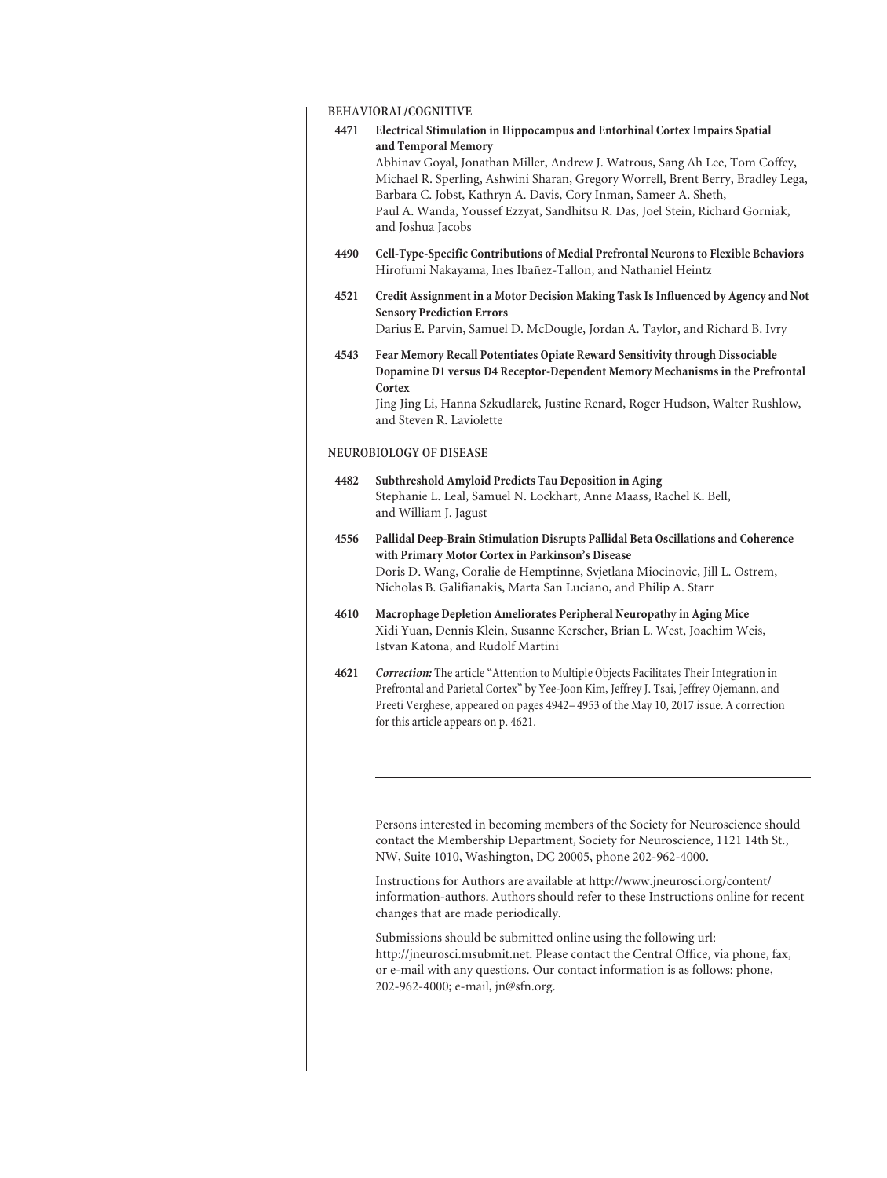## BEHAVIORAL/COGNITIVE

**4471** **Electrical Stimulation in Hippocampus and Entorhinal Cortex Impairs Spatial and Temporal Memory**
Abhinav Goyal, Jonathan Miller, Andrew J. Watrous, Sang Ah Lee, Tom Coffey, Michael R. Sperling, Ashwini Sharan, Gregory Worrell, Brent Berry, Bradley Lega, Barbara C. Jobst, Kathryn A. Davis, Cory Inman, Sameer A. Sheth, Paul A. Wanda, Youssef Ezzyat, Sandhitsu R. Das, Joel Stein, Richard Gorniak, and Joshua Jacobs

**4490** **Cell-Type-Specific Contributions of Medial Prefrontal Neurons to Flexible Behaviors**
Hirofumi Nakayama, Ines Ibañez-Tallon, and Nathaniel Heintz

**4521** **Credit Assignment in a Motor Decision Making Task Is Influenced by Agency and Not Sensory Prediction Errors**
Darius E. Parvin, Samuel D. McDougle, Jordan A. Taylor, and Richard B. Ivry

**4543** **Fear Memory Recall Potentiates Opiate Reward Sensitivity through Dissociable Dopamine D1 versus D4 Receptor-Dependent Memory Mechanisms in the Prefrontal Cortex**
Jing Jing Li, Hanna Szkudlarek, Justine Renard, Roger Hudson, Walter Rushlow, and Steven R. Laviolette

## NEUROBIOLOGY OF DISEASE

**4482** **Subthreshold Amyloid Predicts Tau Deposition in Aging**
Stephanie L. Leal, Samuel N. Lockhart, Anne Maass, Rachel K. Bell, and William J. Jagust

**4556** **Pallidal Deep-Brain Stimulation Disrupts Pallidal Beta Oscillations and Coherence with Primary Motor Cortex in Parkinson's Disease**
Doris D. Wang, Coralie de Hemptinne, Svjetlana Miocinovic, Jill L. Ostrem, Nicholas B. Galifianakis, Marta San Luciano, and Philip A. Starr

**4610** **Macrophage Depletion Ameliorates Peripheral Neuropathy in Aging Mice**
Xidi Yuan, Dennis Klein, Susanne Kerscher, Brian L. West, Joachim Weis, Istvan Katona, and Rudolf Martini

**4621** ***Correction:*** The article "Attention to Multiple Objects Facilitates Their Integration in Prefrontal and Parietal Cortex" by Yee-Joon Kim, Jeffrey J. Tsai, Jeffrey Ojemann, and Preeti Verghese, appeared on pages 4942–4953 of the May 10, 2017 issue. A correction for this article appears on p. 4621.

---

Persons interested in becoming members of the Society for Neuroscience should contact the Membership Department, Society for Neuroscience, 1121 14th St., NW, Suite 1010, Washington, DC 20005, phone 202-962-4000.

Instructions for Authors are available at http://www.jneurosci.org/content/information-authors. Authors should refer to these Instructions online for recent changes that are made periodically.

Submissions should be submitted online using the following url: http://jneurosci.msubmit.net. Please contact the Central Office, via phone, fax, or e-mail with any questions. Our contact information is as follows: phone, 202-962-4000; e-mail, jn@sfn.org.